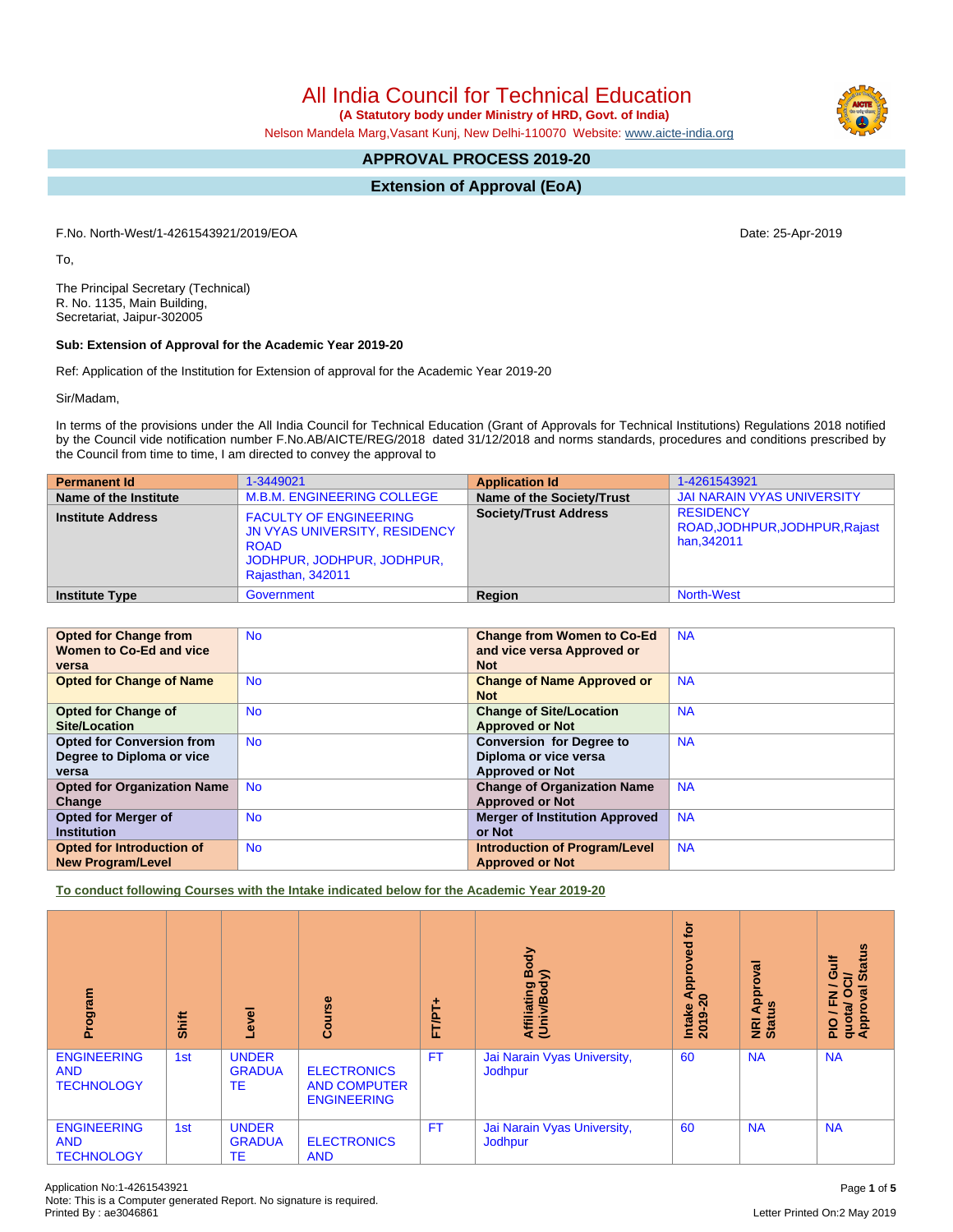# All India Council for Technical Education

**(A Statutory body under Ministry of HRD, Govt. of India)**

Nelson Mandela Marg,Vasant Kunj, New Delhi-110070 Website: www.aicte-india.org

## APPROVAL PROCESS 2019-20

## Extension of Approval (EoA)

F.No. North-West/1-4261543921/2019/EOA

Date: 25-Apr-2019

To,

The Principal Secretary (Technical)
R. No. 1135, Main Building,
Secretariat, Jaipur-302005

**Sub: Extension of Approval for the Academic Year 2019-20**

Ref: Application of the Institution for Extension of approval for the Academic Year 2019-20

Sir/Madam,

In terms of the provisions under the All India Council for Technical Education (Grant of Approvals for Technical Institutions) Regulations 2018 notified by the Council vide notification number F.No.AB/AICTE/REG/2018 dated 31/12/2018 and norms standards, procedures and conditions prescribed by the Council from time to time, I am directed to convey the approval to

| **Permanent Id** | 1-3449021 | **Application Id** | 1-4261543921 |
|---|---|---|---|
| **Name of the Institute** | M.B.M. ENGINEERING COLLEGE | **Name of the Society/Trust** | JAI NARAIN VYAS UNIVERSITY |
| **Institute Address** | FACULTY OF ENGINEERING JN VYAS UNIVERSITY, RESIDENCY ROAD JODHPUR, JODHPUR, JODHPUR, Rajasthan, 342011 | **Society/Trust Address** | RESIDENCY ROAD,JODHPUR,JODHPUR,Rajasthan,342011 |
| **Institute Type** | Government | **Region** | North-West |

| **Opted for Change from Women to Co-Ed and vice versa** | No | **Change from Women to Co-Ed and vice versa Approved or Not** | NA |
|---|---|---|---|
| **Opted for Change of Name** | No | **Change of Name Approved or Not** | NA |
| **Opted for Change of Site/Location** | No | **Change of Site/Location Approved or Not** | NA |
| **Opted for Conversion from Degree to Diploma or vice versa** | No | **Conversion for Degree to Diploma or vice versa Approved or Not** | NA |
| **Opted for Organization Name Change** | No | **Change of Organization Name Approved or Not** | NA |
| **Opted for Merger of Institution** | No | **Merger of Institution Approved or Not** | NA |
| **Opted for Introduction of New Program/Level** | No | **Introduction of Program/Level Approved or Not** | NA |

**To conduct following Courses with the Intake indicated below for the Academic Year 2019-20**

| Program | Shift | Level | Course | FT/PT+ | Affiliating Body (Univ/Body) | Intake Approved for 2019-20 | NRI Approval Status | PIO / FN / Gulf quota/ OCI/ Approval Status |
|---|---|---|---|---|---|---|---|---|
| ENGINEERING AND TECHNOLOGY | 1st | UNDER GRADUATE | ELECTRONICS AND COMPUTER ENGINEERING | FT | Jai Narain Vyas University, Jodhpur | 60 | NA | NA |
| ENGINEERING AND TECHNOLOGY | 1st | UNDER GRADUATE | ELECTRONICS AND | FT | Jai Narain Vyas University, Jodhpur | 60 | NA | NA |

Application No:1-4261543921
Note: This is a Computer generated Report. No signature is required.
Printed By : ae3046861

Letter Printed On:2 May 2019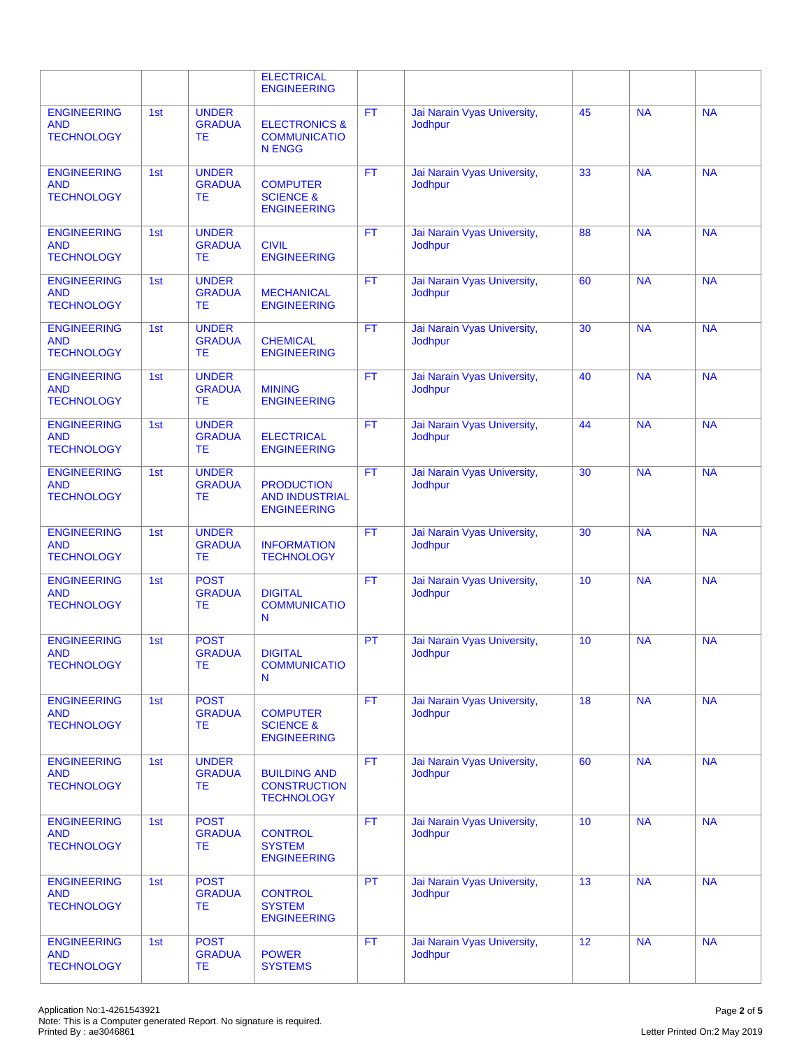| | | | ELECTRICAL ENGINEERING | | | | | |
|---|---|---|---|---|---|---|---|---|
| ENGINEERING AND TECHNOLOGY | 1st | UNDER GRADUATE | ELECTRONICS & COMMUNICATION ENGG | FT | Jai Narain Vyas University, Jodhpur | 45 | NA | NA |
| ENGINEERING AND TECHNOLOGY | 1st | UNDER GRADUATE | COMPUTER SCIENCE & ENGINEERING | FT | Jai Narain Vyas University, Jodhpur | 33 | NA | NA |
| ENGINEERING AND TECHNOLOGY | 1st | UNDER GRADUATE | CIVIL ENGINEERING | FT | Jai Narain Vyas University, Jodhpur | 88 | NA | NA |
| ENGINEERING AND TECHNOLOGY | 1st | UNDER GRADUATE | MECHANICAL ENGINEERING | FT | Jai Narain Vyas University, Jodhpur | 60 | NA | NA |
| ENGINEERING AND TECHNOLOGY | 1st | UNDER GRADUATE | CHEMICAL ENGINEERING | FT | Jai Narain Vyas University, Jodhpur | 30 | NA | NA |
| ENGINEERING AND TECHNOLOGY | 1st | UNDER GRADUATE | MINING ENGINEERING | FT | Jai Narain Vyas University, Jodhpur | 40 | NA | NA |
| ENGINEERING AND TECHNOLOGY | 1st | UNDER GRADUATE | ELECTRICAL ENGINEERING | FT | Jai Narain Vyas University, Jodhpur | 44 | NA | NA |
| ENGINEERING AND TECHNOLOGY | 1st | UNDER GRADUATE | PRODUCTION AND INDUSTRIAL ENGINEERING | FT | Jai Narain Vyas University, Jodhpur | 30 | NA | NA |
| ENGINEERING AND TECHNOLOGY | 1st | UNDER GRADUATE | INFORMATION TECHNOLOGY | FT | Jai Narain Vyas University, Jodhpur | 30 | NA | NA |
| ENGINEERING AND TECHNOLOGY | 1st | POST GRADUATE | DIGITAL COMMUNICATION | FT | Jai Narain Vyas University, Jodhpur | 10 | NA | NA |
| ENGINEERING AND TECHNOLOGY | 1st | POST GRADUATE | DIGITAL COMMUNICATION | PT | Jai Narain Vyas University, Jodhpur | 10 | NA | NA |
| ENGINEERING AND TECHNOLOGY | 1st | POST GRADUATE | COMPUTER SCIENCE & ENGINEERING | FT | Jai Narain Vyas University, Jodhpur | 18 | NA | NA |
| ENGINEERING AND TECHNOLOGY | 1st | UNDER GRADUATE | BUILDING AND CONSTRUCTION TECHNOLOGY | FT | Jai Narain Vyas University, Jodhpur | 60 | NA | NA |
| ENGINEERING AND TECHNOLOGY | 1st | POST GRADUATE | CONTROL SYSTEM ENGINEERING | FT | Jai Narain Vyas University, Jodhpur | 10 | NA | NA |
| ENGINEERING AND TECHNOLOGY | 1st | POST GRADUATE | CONTROL SYSTEM ENGINEERING | PT | Jai Narain Vyas University, Jodhpur | 13 | NA | NA |
| ENGINEERING AND TECHNOLOGY | 1st | POST GRADUATE | POWER SYSTEMS | FT | Jai Narain Vyas University, Jodhpur | 12 | NA | NA |

Application No:1-4261543921
Note: This is a Computer generated Report. No signature is required.
Printed By : ae3046861

Letter Printed On:2 May 2019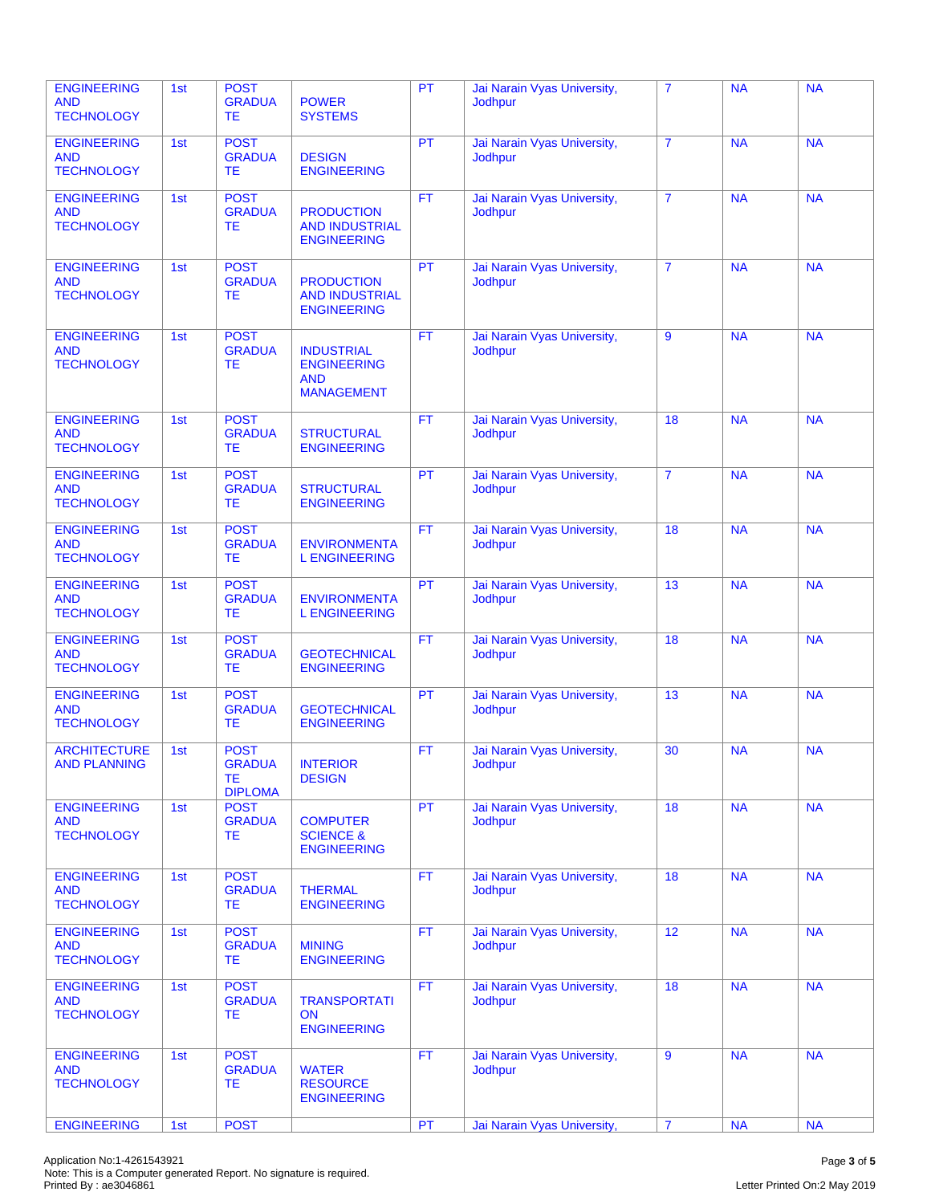| ENGINEERING AND TECHNOLOGY | 1st | POST GRADUATE | POWER SYSTEMS | PT | Jai Narain Vyas University, Jodhpur | 7 | NA | NA |
|---|---|---|---|---|---|---|---|---|
| ENGINEERING AND TECHNOLOGY | 1st | POST GRADUATE | DESIGN ENGINEERING | PT | Jai Narain Vyas University, Jodhpur | 7 | NA | NA |
| ENGINEERING AND TECHNOLOGY | 1st | POST GRADUATE | PRODUCTION AND INDUSTRIAL ENGINEERING | FT | Jai Narain Vyas University, Jodhpur | 7 | NA | NA |
| ENGINEERING AND TECHNOLOGY | 1st | POST GRADUATE | PRODUCTION AND INDUSTRIAL ENGINEERING | PT | Jai Narain Vyas University, Jodhpur | 7 | NA | NA |
| ENGINEERING AND TECHNOLOGY | 1st | POST GRADUATE | INDUSTRIAL ENGINEERING AND MANAGEMENT | FT | Jai Narain Vyas University, Jodhpur | 9 | NA | NA |
| ENGINEERING AND TECHNOLOGY | 1st | POST GRADUATE | STRUCTURAL ENGINEERING | FT | Jai Narain Vyas University, Jodhpur | 18 | NA | NA |
| ENGINEERING AND TECHNOLOGY | 1st | POST GRADUATE | STRUCTURAL ENGINEERING | PT | Jai Narain Vyas University, Jodhpur | 7 | NA | NA |
| ENGINEERING AND TECHNOLOGY | 1st | POST GRADUATE | ENVIRONMENTAL ENGINEERING | FT | Jai Narain Vyas University, Jodhpur | 18 | NA | NA |
| ENGINEERING AND TECHNOLOGY | 1st | POST GRADUATE | ENVIRONMENTAL ENGINEERING | PT | Jai Narain Vyas University, Jodhpur | 13 | NA | NA |
| ENGINEERING AND TECHNOLOGY | 1st | POST GRADUATE | GEOTECHNICAL ENGINEERING | FT | Jai Narain Vyas University, Jodhpur | 18 | NA | NA |
| ENGINEERING AND TECHNOLOGY | 1st | POST GRADUATE | GEOTECHNICAL ENGINEERING | PT | Jai Narain Vyas University, Jodhpur | 13 | NA | NA |
| ARCHITECTURE AND PLANNING | 1st | POST GRADUATE DIPLOMA | INTERIOR DESIGN | FT | Jai Narain Vyas University, Jodhpur | 30 | NA | NA |
| ENGINEERING AND TECHNOLOGY | 1st | POST GRADUATE | COMPUTER SCIENCE & ENGINEERING | PT | Jai Narain Vyas University, Jodhpur | 18 | NA | NA |
| ENGINEERING AND TECHNOLOGY | 1st | POST GRADUATE | THERMAL ENGINEERING | FT | Jai Narain Vyas University, Jodhpur | 18 | NA | NA |
| ENGINEERING AND TECHNOLOGY | 1st | POST GRADUATE | MINING ENGINEERING | FT | Jai Narain Vyas University, Jodhpur | 12 | NA | NA |
| ENGINEERING AND TECHNOLOGY | 1st | POST GRADUATE | TRANSPORTATION ENGINEERING | FT | Jai Narain Vyas University, Jodhpur | 18 | NA | NA |
| ENGINEERING AND TECHNOLOGY | 1st | POST GRADUATE | WATER RESOURCE ENGINEERING | FT | Jai Narain Vyas University, Jodhpur | 9 | NA | NA |
| ENGINEERING | 1st | POST | | PT | Jai Narain Vyas University, | 7 | NA | NA |

Application No:1-4261543921
Note: This is a Computer generated Report. No signature is required.
Printed By : ae3046861

Letter Printed On:2 May 2019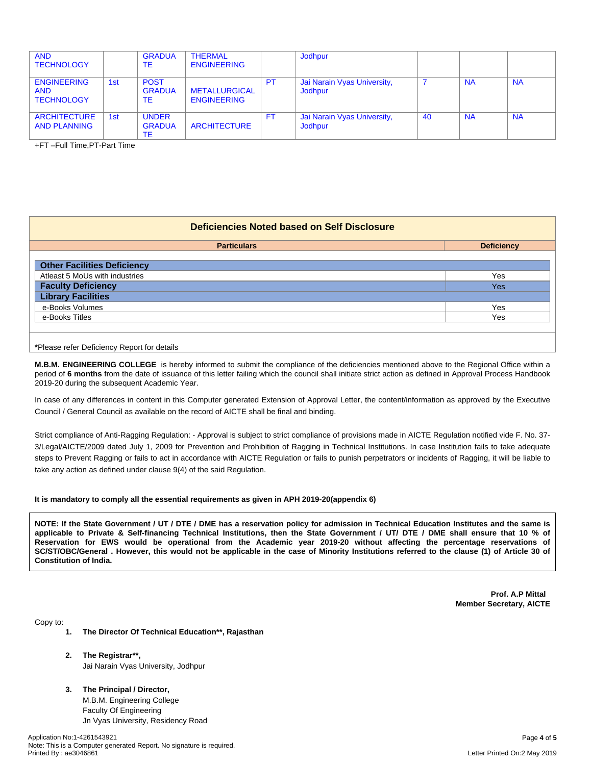| AND TECHNOLOGY | | GRADUATE | THERMAL ENGINEERING | | Jodhpur | | | |
|---|---|---|---|---|---|---|---|---|
| ENGINEERING AND TECHNOLOGY | 1st | POST GRADUATE | METALLURGICAL ENGINEERING | PT | Jai Narain Vyas University, Jodhpur | 7 | NA | NA |
| ARCHITECTURE AND PLANNING | 1st | UNDER GRADUATE | ARCHITECTURE | FT | Jai Narain Vyas University, Jodhpur | 40 | NA | NA |

+FT –Full Time,PT-Part Time

## Deficiencies Noted based on Self Disclosure

| Particulars | Deficiency |
|---|---|
| **Other Facilities Deficiency** | |
| Atleast 5 MoUs with industries | Yes |
| **Faculty Deficiency** | Yes |
| **Library Facilities** | |
| e-Books Volumes | Yes |
| e-Books Titles | Yes |

***Please refer Deficiency Report for details**

**M.B.M. ENGINEERING COLLEGE** is hereby informed to submit the compliance of the deficiencies mentioned above to the Regional Office within a period of **6 months** from the date of issuance of this letter failing which the council shall initiate strict action as defined in Approval Process Handbook 2019-20 during the subsequent Academic Year.

In case of any differences in content in this Computer generated Extension of Approval Letter, the content/information as approved by the Executive Council / General Council as available on the record of AICTE shall be final and binding.

Strict compliance of Anti-Ragging Regulation: - Approval is subject to strict compliance of provisions made in AICTE Regulation notified vide F. No. 37-3/Legal/AICTE/2009 dated July 1, 2009 for Prevention and Prohibition of Ragging in Technical Institutions. In case Institution fails to take adequate steps to Prevent Ragging or fails to act in accordance with AICTE Regulation or fails to punish perpetrators or incidents of Ragging, it will be liable to take any action as defined under clause 9(4) of the said Regulation.

**It is mandatory to comply all the essential requirements as given in APH 2019-20(appendix 6)**

**NOTE: If the State Government / UT / DTE / DME has a reservation policy for admission in Technical Education Institutes and the same is applicable to Private & Self-financing Technical Institutions, then the State Government / UT/ DTE / DME shall ensure that 10 % of Reservation for EWS would be operational from the Academic year 2019-20 without affecting the percentage reservations of SC/ST/OBC/General . However, this would not be applicable in the case of Minority Institutions referred to the clause (1) of Article 30 of Constitution of India.**

**Prof. A.P Mittal**
**Member Secretary, AICTE**

Copy to:

1. **The Director Of Technical Education\*\*, Rajasthan**

2. **The Registrar\*\*,**
   Jai Narain Vyas University, Jodhpur

3. **The Principal / Director,**
   M.B.M. Engineering College
   Faculty Of Engineering
   Jn Vyas University, Residency Road

Application No:1-4261543921
Note: This is a Computer generated Report. No signature is required.
Printed By : ae3046861

Letter Printed On:2 May 2019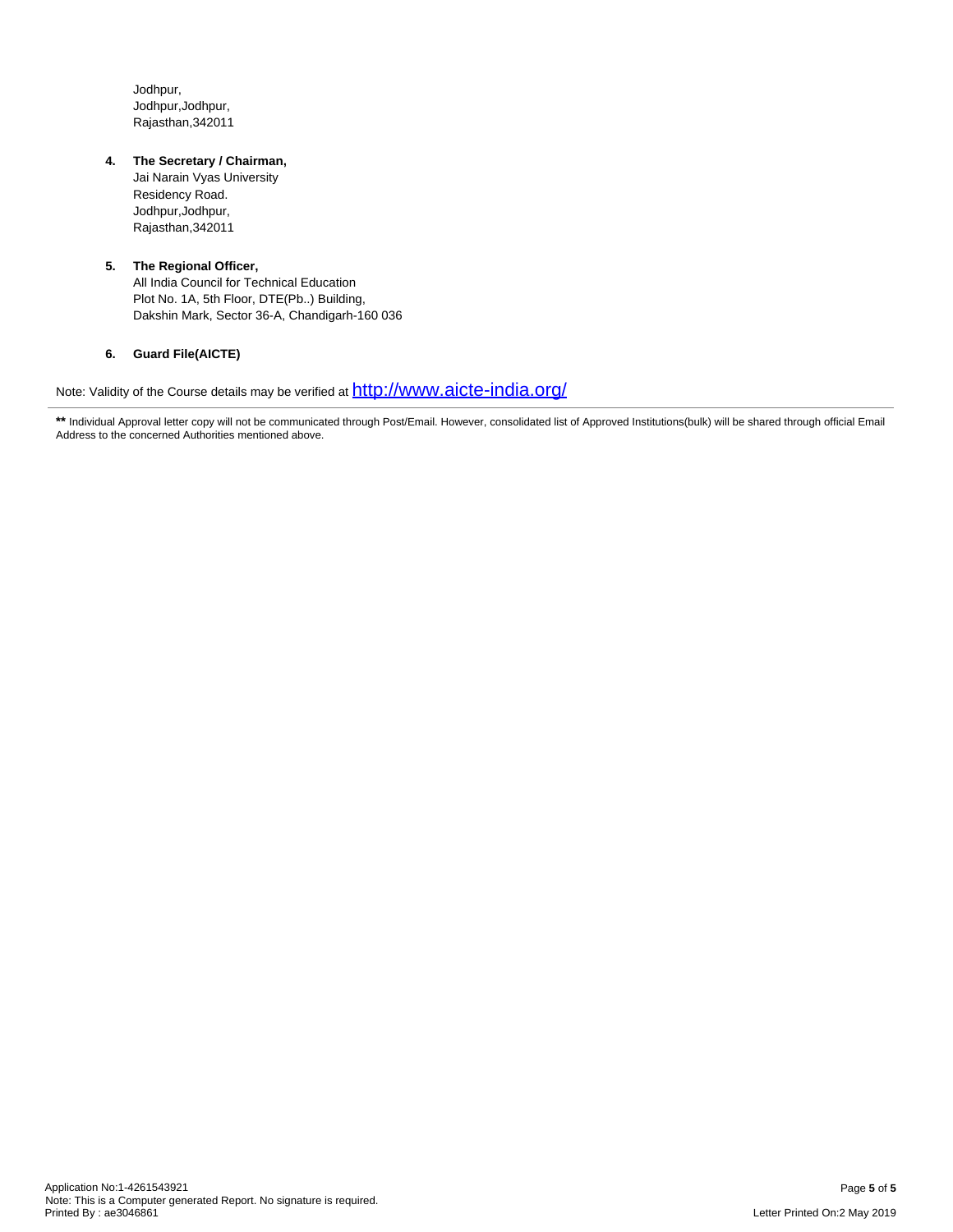Jodhpur,
Jodhpur,Jodhpur,
Rajasthan,342011

4. **The Secretary / Chairman,**
   Jai Narain Vyas University
   Residency Road.
   Jodhpur,Jodhpur,
   Rajasthan,342011

5. **The Regional Officer,**
   All India Council for Technical Education
   Plot No. 1A, 5th Floor, DTE(Pb..) Building,
   Dakshin Mark, Sector 36-A, Chandigarh-160 036

6. **Guard File(AICTE)**

Note: Validity of the Course details may be verified at http://www.aicte-india.org/

---

**\*\*** Individual Approval letter copy will not be communicated through Post/Email. However, consolidated list of Approved Institutions(bulk) will be shared through official Email Address to the concerned Authorities mentioned above.

Application No:1-4261543921
Note: This is a Computer generated Report. No signature is required.
Printed By : ae3046861

Letter Printed On:2 May 2019